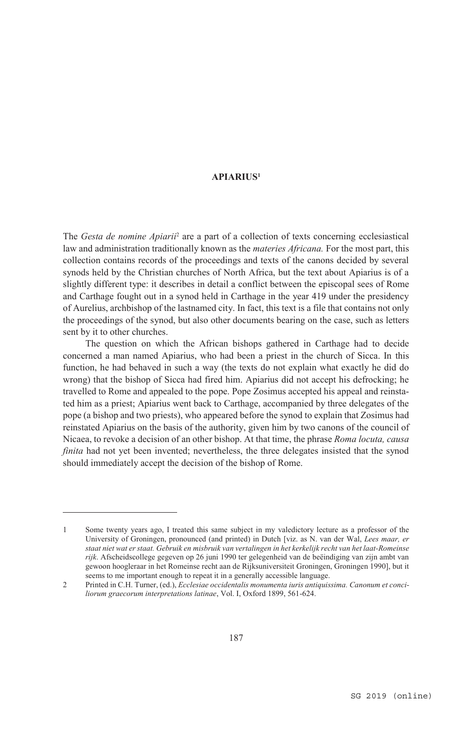# APIARIUS[1]

The *Gesta de nomine Apiarii*[2] are a part of a collection of texts concerning ecclesiastical law and administration traditionally known as the *materies Africana.* For the most part, this collection contains records of the proceedings and texts of the canons decided by several synods held by the Christian churches of North Africa, but the text about Apiarius is of a slightly different type: it describes in detail a conflict between the episcopal sees of Rome and Carthage fought out in a synod held in Carthage in the year 419 under the presidency of Aurelius, archbishop of the lastnamed city. In fact, this text is a file that contains not only the proceedings of the synod, but also other documents bearing on the case, such as letters sent by it to other churches.

The question on which the African bishops gathered in Carthage had to decide concerned a man named Apiarius, who had been a priest in the church of Sicca. In this function, he had behaved in such a way (the texts do not explain what exactly he did do wrong) that the bishop of Sicca had fired him. Apiarius did not accept his defrocking; he travelled to Rome and appealed to the pope. Pope Zosimus accepted his appeal and reinstated him as a priest; Apiarius went back to Carthage, accompanied by three delegates of the pope (a bishop and two priests), who appeared before the synod to explain that Zosimus had reinstated Apiarius on the basis of the authority, given him by two canons of the council of Nicaea, to revoke a decision of an other bishop. At that time, the phrase *Roma locuta, causa finita* had not yet been invented; nevertheless, the three delegates insisted that the synod should immediately accept the decision of the bishop of Rome.

---

1 Some twenty years ago, I treated this same subject in my valedictory lecture as a professor of the University of Groningen, pronounced (and printed) in Dutch [viz. as N. van der Wal, *Lees maar, er staat niet wat er staat. Gebruik en misbruik van vertalingen in het kerkelijk recht van het laat-Romeinse rijk*. Afscheidscollege gegeven op 26 juni 1990 ter gelegenheid van de beëindiging van zijn ambt van gewoon hoogleraar in het Romeinse recht aan de Rijksuniversiteit Groningen, Groningen 1990], but it seems to me important enough to repeat it in a generally accessible language.

2 Printed in C.H. Turner, (ed.), *Ecclesiae occidentalis monumenta iuris antiquissima. Canonum et conciliorum graecorum interpretations latinae*, Vol. I, Oxford 1899, 561-624.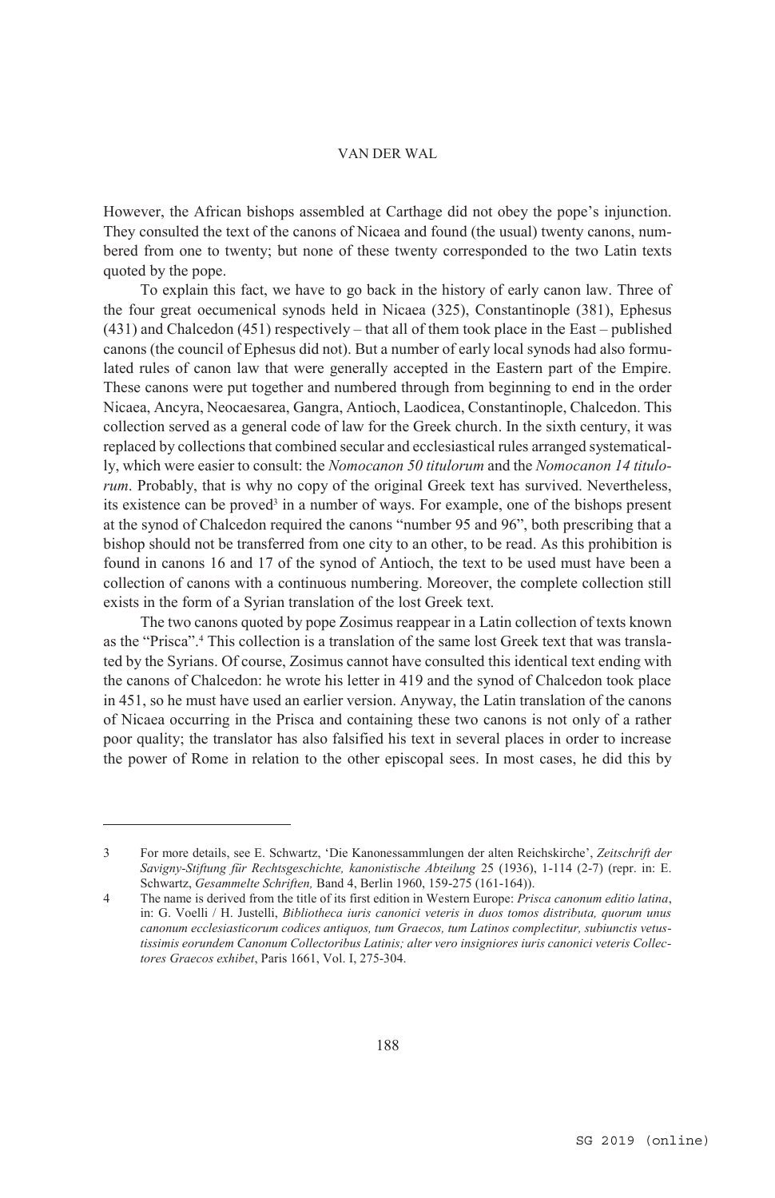However, the African bishops assembled at Carthage did not obey the pope's injunction. They consulted the text of the canons of Nicaea and found (the usual) twenty canons, numbered from one to twenty; but none of these twenty corresponded to the two Latin texts quoted by the pope.

To explain this fact, we have to go back in the history of early canon law. Three of the four great oecumenical synods held in Nicaea (325), Constantinople (381), Ephesus (431) and Chalcedon (451) respectively – that all of them took place in the East – published canons (the council of Ephesus did not). But a number of early local synods had also formulated rules of canon law that were generally accepted in the Eastern part of the Empire. These canons were put together and numbered through from beginning to end in the order Nicaea, Ancyra, Neocaesarea, Gangra, Antioch, Laodicea, Constantinople, Chalcedon. This collection served as a general code of law for the Greek church. In the sixth century, it was replaced by collections that combined secular and ecclesiastical rules arranged systematically, which were easier to consult: the *Nomocanon 50 titulorum* and the *Nomocanon 14 titulorum*. Probably, that is why no copy of the original Greek text has survived. Nevertheless, its existence can be proved[3] in a number of ways. For example, one of the bishops present at the synod of Chalcedon required the canons "number 95 and 96", both prescribing that a bishop should not be transferred from one city to an other, to be read. As this prohibition is found in canons 16 and 17 of the synod of Antioch, the text to be used must have been a collection of canons with a continuous numbering. Moreover, the complete collection still exists in the form of a Syrian translation of the lost Greek text.

The two canons quoted by pope Zosimus reappear in a Latin collection of texts known as the "Prisca".[4] This collection is a translation of the same lost Greek text that was translated by the Syrians. Of course, Zosimus cannot have consulted this identical text ending with the canons of Chalcedon: he wrote his letter in 419 and the synod of Chalcedon took place in 451, so he must have used an earlier version. Anyway, the Latin translation of the canons of Nicaea occurring in the Prisca and containing these two canons is not only of a rather poor quality; the translator has also falsified his text in several places in order to increase the power of Rome in relation to the other episcopal sees. In most cases, he did this by

---

3 For more details, see E. Schwartz, 'Die Kanonessammlungen der alten Reichskirche', *Zeitschrift der Savigny-Stiftung für Rechtsgeschichte, kanonistische Abteilung* 25 (1936), 1-114 (2-7) (repr. in: E. Schwartz, *Gesammelte Schriften,* Band 4, Berlin 1960, 159-275 (161-164)).

4 The name is derived from the title of its first edition in Western Europe: *Prisca canonum editio latina*, in: G. Voelli / H. Justelli, *Bibliotheca iuris canonici veteris in duos tomos distributa, quorum unus canonum ecclesiasticorum codices antiquos, tum Graecos, tum Latinos complectitur, subiunctis vetustissimis eorundem Canonum Collectoribus Latinis; alter vero insigniores iuris canonici veteris Collectores Graecos exhibet*, Paris 1661, Vol. I, 275-304.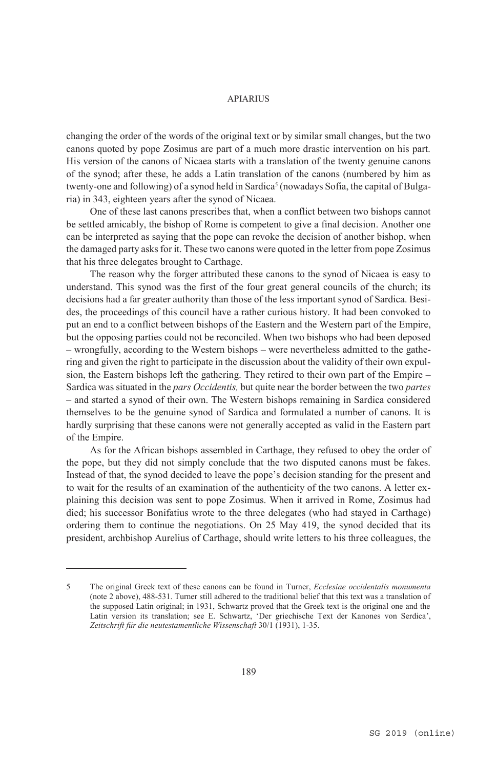changing the order of the words of the original text or by similar small changes, but the two canons quoted by pope Zosimus are part of a much more drastic intervention on his part. His version of the canons of Nicaea starts with a translation of the twenty genuine canons of the synod; after these, he adds a Latin translation of the canons (numbered by him as twenty-one and following) of a synod held in Sardica[5] (nowadays Sofia, the capital of Bulgaria) in 343, eighteen years after the synod of Nicaea.

One of these last canons prescribes that, when a conflict between two bishops cannot be settled amicably, the bishop of Rome is competent to give a final decision. Another one can be interpreted as saying that the pope can revoke the decision of another bishop, when the damaged party asks for it. These two canons were quoted in the letter from pope Zosimus that his three delegates brought to Carthage.

The reason why the forger attributed these canons to the synod of Nicaea is easy to understand. This synod was the first of the four great general councils of the church; its decisions had a far greater authority than those of the less important synod of Sardica. Besides, the proceedings of this council have a rather curious history. It had been convoked to put an end to a conflict between bishops of the Eastern and the Western part of the Empire, but the opposing parties could not be reconciled. When two bishops who had been deposed – wrongfully, according to the Western bishops – were nevertheless admitted to the gathering and given the right to participate in the discussion about the validity of their own expulsion, the Eastern bishops left the gathering. They retired to their own part of the Empire – Sardica was situated in the *pars Occidentis,* but quite near the border between the two *partes* – and started a synod of their own. The Western bishops remaining in Sardica considered themselves to be the genuine synod of Sardica and formulated a number of canons. It is hardly surprising that these canons were not generally accepted as valid in the Eastern part of the Empire.

As for the African bishops assembled in Carthage, they refused to obey the order of the pope, but they did not simply conclude that the two disputed canons must be fakes. Instead of that, the synod decided to leave the pope's decision standing for the present and to wait for the results of an examination of the authenticity of the two canons. A letter explaining this decision was sent to pope Zosimus. When it arrived in Rome, Zosimus had died; his successor Bonifatius wrote to the three delegates (who had stayed in Carthage) ordering them to continue the negotiations. On 25 May 419, the synod decided that its president, archbishop Aurelius of Carthage, should write letters to his three colleagues, the

---

5 The original Greek text of these canons can be found in Turner, *Ecclesiae occidentalis monumenta* (note 2 above), 488-531. Turner still adhered to the traditional belief that this text was a translation of the supposed Latin original; in 1931, Schwartz proved that the Greek text is the original one and the Latin version its translation; see E. Schwartz, 'Der griechische Text der Kanones von Serdica', *Zeitschrift für die neutestamentliche Wissenschaft* 30/1 (1931), 1-35.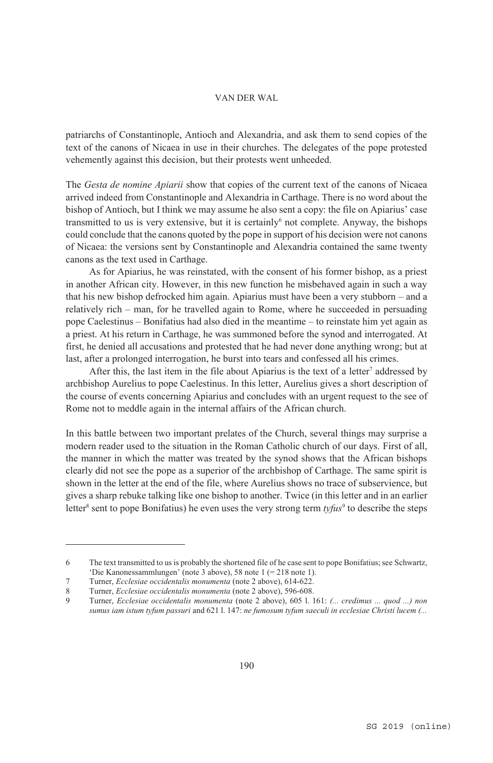patriarchs of Constantinople, Antioch and Alexandria, and ask them to send copies of the text of the canons of Nicaea in use in their churches. The delegates of the pope protested vehemently against this decision, but their protests went unheeded.

The *Gesta de nomine Apiarii* show that copies of the current text of the canons of Nicaea arrived indeed from Constantinople and Alexandria in Carthage. There is no word about the bishop of Antioch, but I think we may assume he also sent a copy: the file on Apiarius' case transmitted to us is very extensive, but it is certainly[6] not complete. Anyway, the bishops could conclude that the canons quoted by the pope in support of his decision were not canons of Nicaea: the versions sent by Constantinople and Alexandria contained the same twenty canons as the text used in Carthage.

As for Apiarius, he was reinstated, with the consent of his former bishop, as a priest in another African city. However, in this new function he misbehaved again in such a way that his new bishop defrocked him again. Apiarius must have been a very stubborn – and a relatively rich – man, for he travelled again to Rome, where he succeeded in persuading pope Caelestinus – Bonifatius had also died in the meantime – to reinstate him yet again as a priest. At his return in Carthage, he was summoned before the synod and interrogated. At first, he denied all accusations and protested that he had never done anything wrong; but at last, after a prolonged interrogation, he burst into tears and confessed all his crimes.

After this, the last item in the file about Apiarius is the text of a letter[7] addressed by archbishop Aurelius to pope Caelestinus. In this letter, Aurelius gives a short description of the course of events concerning Apiarius and concludes with an urgent request to the see of Rome not to meddle again in the internal affairs of the African church.

In this battle between two important prelates of the Church, several things may surprise a modern reader used to the situation in the Roman Catholic church of our days. First of all, the manner in which the matter was treated by the synod shows that the African bishops clearly did not see the pope as a superior of the archbishop of Carthage. The same spirit is shown in the letter at the end of the file, where Aurelius shows no trace of subservience, but gives a sharp rebuke talking like one bishop to another. Twice (in this letter and in an earlier letter[8] sent to pope Bonifatius) he even uses the very strong term *tyfus*[9] to describe the steps

---

6 The text transmitted to us is probably the shortened file of he case sent to pope Bonifatius; see Schwartz, 'Die Kanonessammlungen' (note 3 above), 58 note 1 (= 218 note 1).

7 Turner, *Ecclesiae occidentalis monumenta* (note 2 above), 614-622.

8 Turner, *Ecclesiae occidentalis monumenta* (note 2 above), 596-608.

9 Turner, *Ecclesiae occidentalis monumenta* (note 2 above), 605 l. 161: *(... credimus ... quod ...) non sumus iam istum tyfum passuri* and 621 l. 147: *ne fumosum tyfum saeculi in ecclesiae Christi lucem (...*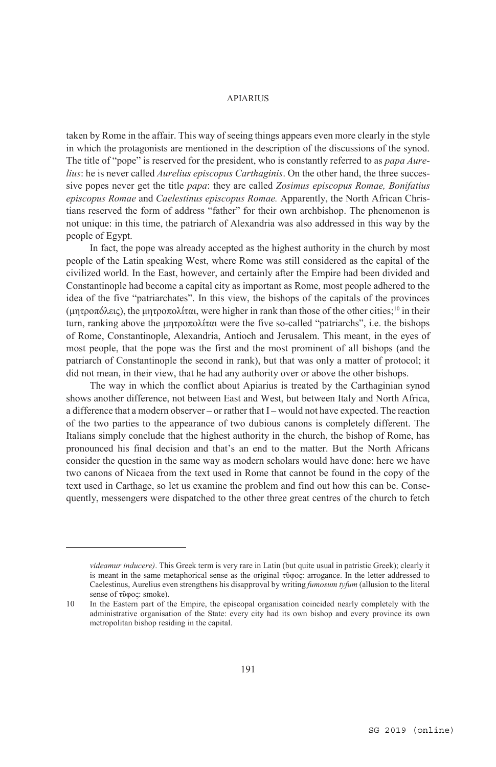taken by Rome in the affair. This way of seeing things appears even more clearly in the style in which the protagonists are mentioned in the description of the discussions of the synod. The title of "pope" is reserved for the president, who is constantly referred to as *papa Aurelius*: he is never called *Aurelius episcopus Carthaginis*. On the other hand, the three successive popes never get the title *papa*: they are called *Zosimus episcopus Romae, Bonifatius episcopus Romae* and *Caelestinus episcopus Romae.* Apparently, the North African Christians reserved the form of address "father" for their own archbishop. The phenomenon is not unique: in this time, the patriarch of Alexandria was also addressed in this way by the people of Egypt.

In fact, the pope was already accepted as the highest authority in the church by most people of the Latin speaking West, where Rome was still considered as the capital of the civilized world. In the East, however, and certainly after the Empire had been divided and Constantinople had become a capital city as important as Rome, most people adhered to the idea of the five "patriarchates". In this view, the bishops of the capitals of the provinces (μητροπόλεις), the μητροπολίται, were higher in rank than those of the other cities;[10] in their turn, ranking above the μητροπολίται were the five so-called "patriarchs", i.e. the bishops of Rome, Constantinople, Alexandria, Antioch and Jerusalem. This meant, in the eyes of most people, that the pope was the first and the most prominent of all bishops (and the patriarch of Constantinople the second in rank), but that was only a matter of protocol; it did not mean, in their view, that he had any authority over or above the other bishops.

The way in which the conflict about Apiarius is treated by the Carthaginian synod shows another difference, not between East and West, but between Italy and North Africa, a difference that a modern observer – or rather that I – would not have expected. The reaction of the two parties to the appearance of two dubious canons is completely different. The Italians simply conclude that the highest authority in the church, the bishop of Rome, has pronounced his final decision and that's an end to the matter. But the North Africans consider the question in the same way as modern scholars would have done: here we have two canons of Nicaea from the text used in Rome that cannot be found in the copy of the text used in Carthage, so let us examine the problem and find out how this can be. Consequently, messengers were dispatched to the other three great centres of the church to fetch

---

*videamur inducere)*. This Greek term is very rare in Latin (but quite usual in patristic Greek); clearly it is meant in the same metaphorical sense as the original τῦφος: arrogance. In the letter addressed to Caelestinus, Aurelius even strengthens his disapproval by writing *fumosum tyfum* (allusion to the literal sense of τῦφος: smoke).

10 In the Eastern part of the Empire, the episcopal organisation coincided nearly completely with the administrative organisation of the State: every city had its own bishop and every province its own metropolitan bishop residing in the capital.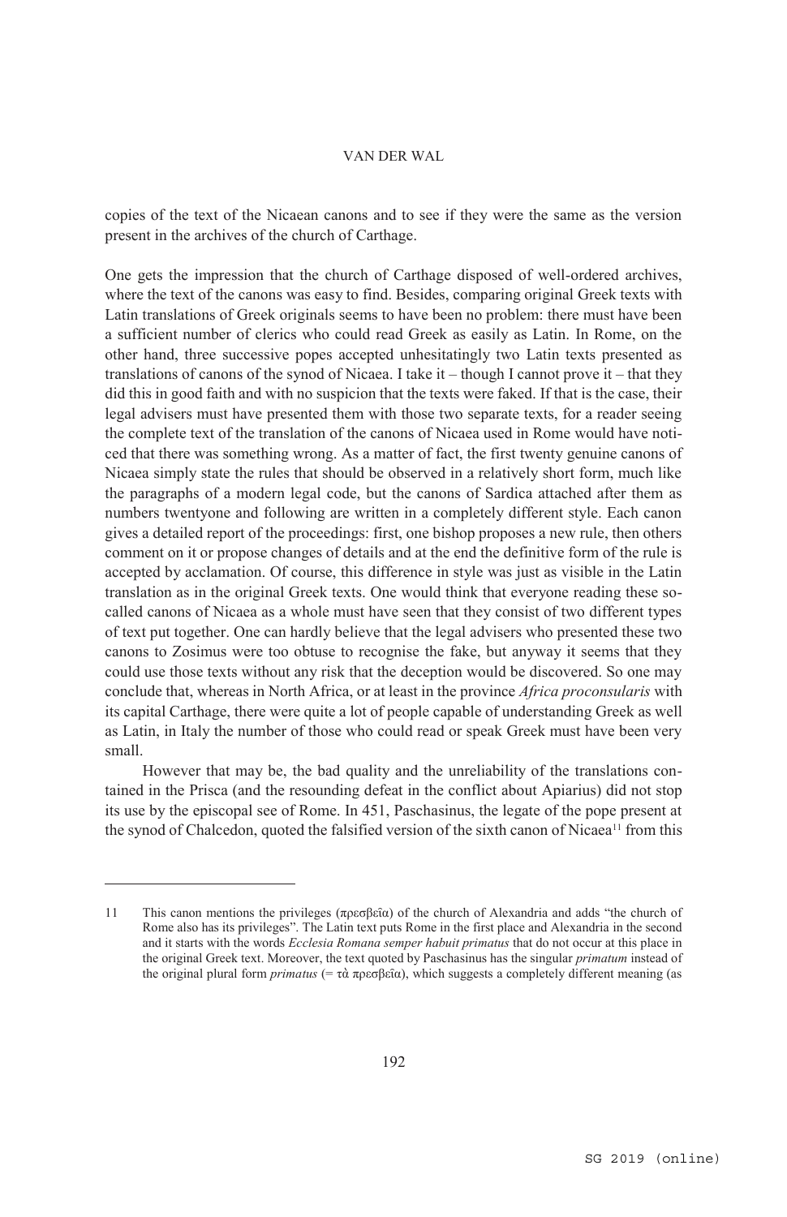copies of the text of the Nicaean canons and to see if they were the same as the version present in the archives of the church of Carthage.

One gets the impression that the church of Carthage disposed of well-ordered archives, where the text of the canons was easy to find. Besides, comparing original Greek texts with Latin translations of Greek originals seems to have been no problem: there must have been a sufficient number of clerics who could read Greek as easily as Latin. In Rome, on the other hand, three successive popes accepted unhesitatingly two Latin texts presented as translations of canons of the synod of Nicaea. I take it – though I cannot prove it – that they did this in good faith and with no suspicion that the texts were faked. If that is the case, their legal advisers must have presented them with those two separate texts, for a reader seeing the complete text of the translation of the canons of Nicaea used in Rome would have noticed that there was something wrong. As a matter of fact, the first twenty genuine canons of Nicaea simply state the rules that should be observed in a relatively short form, much like the paragraphs of a modern legal code, but the canons of Sardica attached after them as numbers twentyone and following are written in a completely different style. Each canon gives a detailed report of the proceedings: first, one bishop proposes a new rule, then others comment on it or propose changes of details and at the end the definitive form of the rule is accepted by acclamation. Of course, this difference in style was just as visible in the Latin translation as in the original Greek texts. One would think that everyone reading these so-called canons of Nicaea as a whole must have seen that they consist of two different types of text put together. One can hardly believe that the legal advisers who presented these two canons to Zosimus were too obtuse to recognise the fake, but anyway it seems that they could use those texts without any risk that the deception would be discovered. So one may conclude that, whereas in North Africa, or at least in the province *Africa proconsularis* with its capital Carthage, there were quite a lot of people capable of understanding Greek as well as Latin, in Italy the number of those who could read or speak Greek must have been very small.

However that may be, the bad quality and the unreliability of the translations contained in the Prisca (and the resounding defeat in the conflict about Apiarius) did not stop its use by the episcopal see of Rome. In 451, Paschasinus, the legate of the pope present at the synod of Chalcedon, quoted the falsified version of the sixth canon of Nicaea[11] from this

---

11 This canon mentions the privileges (πρεσβεῖα) of the church of Alexandria and adds "the church of Rome also has its privileges". The Latin text puts Rome in the first place and Alexandria in the second and it starts with the words *Ecclesia Romana semper habuit primatus* that do not occur at this place in the original Greek text. Moreover, the text quoted by Paschasinus has the singular *primatum* instead of the original plural form *primatus* (= τὰ πρεσβεῖα), which suggests a completely different meaning (as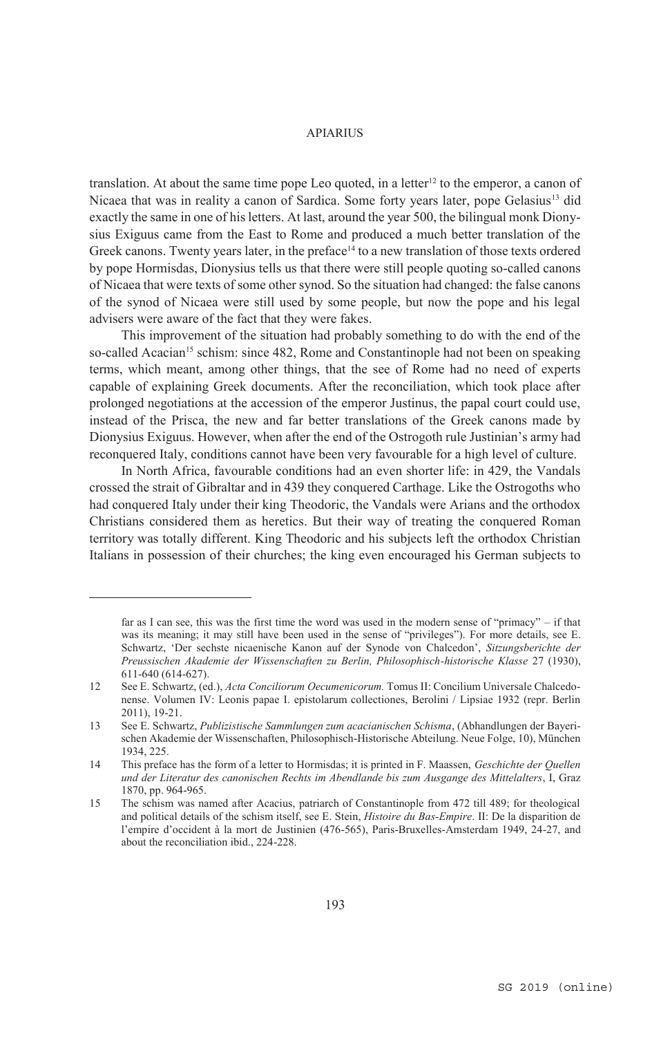translation. At about the same time pope Leo quoted, in a letter[12] to the emperor, a canon of Nicaea that was in reality a canon of Sardica. Some forty years later, pope Gelasius[13] did exactly the same in one of his letters. At last, around the year 500, the bilingual monk Dionysius Exiguus came from the East to Rome and produced a much better translation of the Greek canons. Twenty years later, in the preface[14] to a new translation of those texts ordered by pope Hormisdas, Dionysius tells us that there were still people quoting so-called canons of Nicaea that were texts of some other synod. So the situation had changed: the false canons of the synod of Nicaea were still used by some people, but now the pope and his legal advisers were aware of the fact that they were fakes.

This improvement of the situation had probably something to do with the end of the so-called Acacian[15] schism: since 482, Rome and Constantinople had not been on speaking terms, which meant, among other things, that the see of Rome had no need of experts capable of explaining Greek documents. After the reconciliation, which took place after prolonged negotiations at the accession of the emperor Justinus, the papal court could use, instead of the Prisca, the new and far better translations of the Greek canons made by Dionysius Exiguus. However, when after the end of the Ostrogoth rule Justinian's army had reconquered Italy, conditions cannot have been very favourable for a high level of culture.

In North Africa, favourable conditions had an even shorter life: in 429, the Vandals crossed the strait of Gibraltar and in 439 they conquered Carthage. Like the Ostrogoths who had conquered Italy under their king Theodoric, the Vandals were Arians and the orthodox Christians considered them as heretics. But their way of treating the conquered Roman territory was totally different. King Theodoric and his subjects left the orthodox Christian Italians in possession of their churches; the king even encouraged his German subjects to

---

far as I can see, this was the first time the word was used in the modern sense of "primacy" – if that was its meaning; it may still have been used in the sense of "privileges"). For more details, see E. Schwartz, 'Der sechste nicaenische Kanon auf der Synode von Chalcedon', *Sitzungsberichte der Preussischen Akademie der Wissenschaften zu Berlin, Philosophisch-historische Klasse* 27 (1930), 611-640 (614-627).

12 See E. Schwartz, (ed.), *Acta Conciliorum Oecumenicorum.* Tomus II: Concilium Universale Chalcedonense. Volumen IV: Leonis papae I. epistolarum collectiones, Berolini / Lipsiae 1932 (repr. Berlin 2011), 19-21.

13 See E. Schwartz, *Publizistische Sammlungen zum acacianischen Schisma*, (Abhandlungen der Bayerischen Akademie der Wissenschaften, Philosophisch-Historische Abteilung. Neue Folge, 10), München 1934, 225.

14 This preface has the form of a letter to Hormisdas; it is printed in F. Maassen, *Geschichte der Quellen und der Literatur des canonischen Rechts im Abendlande bis zum Ausgange des Mittelalters*, I, Graz 1870, pp. 964-965.

15 The schism was named after Acacius, patriarch of Constantinople from 472 till 489; for theological and political details of the schism itself, see E. Stein, *Histoire du Bas-Empire*. II: De la disparition de l'empire d'occident à la mort de Justinien (476-565), Paris-Bruxelles-Amsterdam 1949, 24-27, and about the reconciliation ibid., 224-228.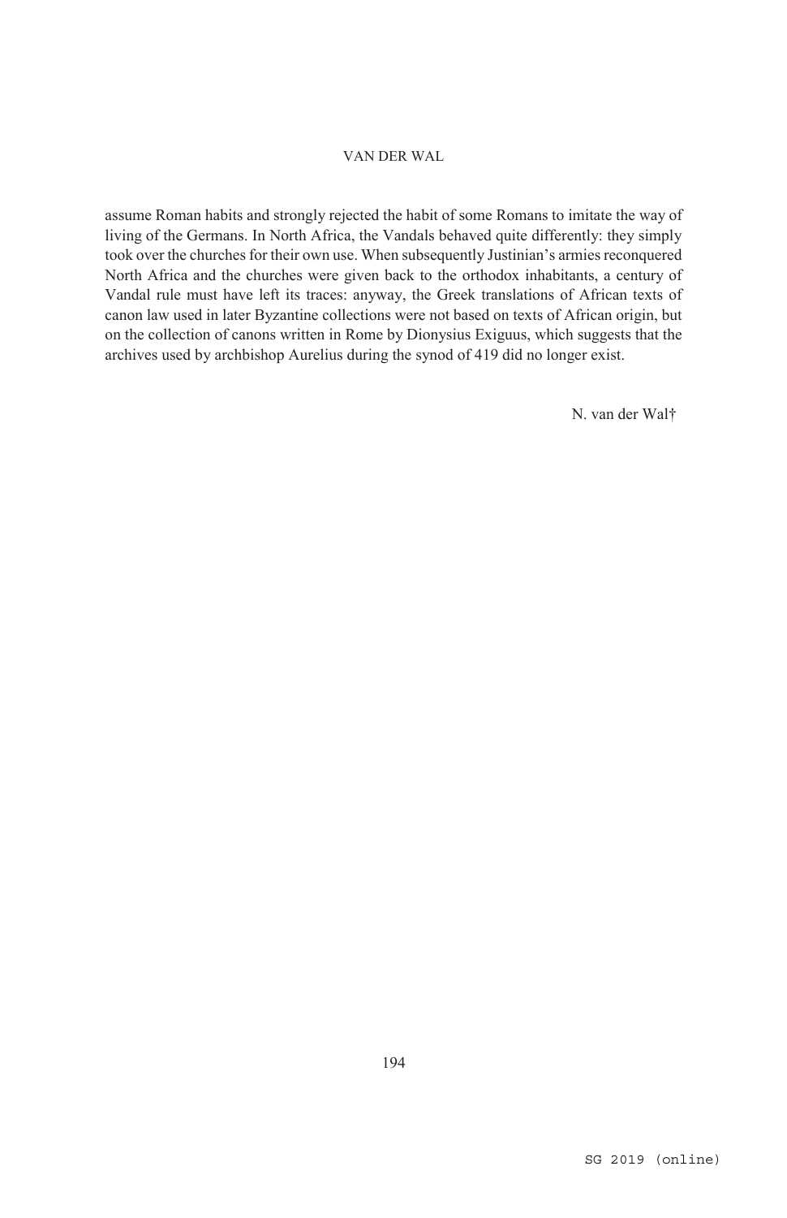assume Roman habits and strongly rejected the habit of some Romans to imitate the way of living of the Germans. In North Africa, the Vandals behaved quite differently: they simply took over the churches for their own use. When subsequently Justinian's armies reconquered North Africa and the churches were given back to the orthodox inhabitants, a century of Vandal rule must have left its traces: anyway, the Greek translations of African texts of canon law used in later Byzantine collections were not based on texts of African origin, but on the collection of canons written in Rome by Dionysius Exiguus, which suggests that the archives used by archbishop Aurelius during the synod of 419 did no longer exist.

N. van der Wal†